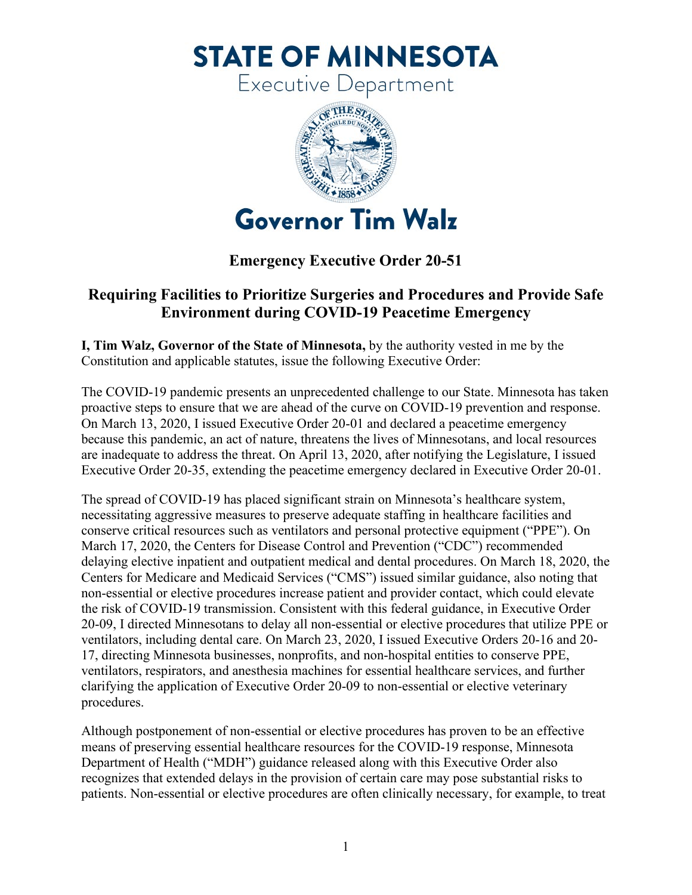# STATE OF MINNESOTA

Executive Department

# Governor Tim Walz

## Emergency Executive Order 20-51

## Requiring Facilities to Prioritize Surgeries and Procedures and Provide Safe Environment during COVID-19 Peacetime Emergency

**I, Tim Walz, Governor of the State of Minnesota,** by the authority vested in me by the Constitution and applicable statutes, issue the following Executive Order:

The COVID-19 pandemic presents an unprecedented challenge to our State. Minnesota has taken proactive steps to ensure that we are ahead of the curve on COVID-19 prevention and response. On March 13, 2020, I issued Executive Order 20-01 and declared a peacetime emergency because this pandemic, an act of nature, threatens the lives of Minnesotans, and local resources are inadequate to address the threat. On April 13, 2020, after notifying the Legislature, I issued Executive Order 20-35, extending the peacetime emergency declared in Executive Order 20-01.

The spread of COVID-19 has placed significant strain on Minnesota's healthcare system, necessitating aggressive measures to preserve adequate staffing in healthcare facilities and conserve critical resources such as ventilators and personal protective equipment ("PPE"). On March 17, 2020, the Centers for Disease Control and Prevention ("CDC") recommended delaying elective inpatient and outpatient medical and dental procedures. On March 18, 2020, the Centers for Medicare and Medicaid Services ("CMS") issued similar guidance, also noting that non-essential or elective procedures increase patient and provider contact, which could elevate the risk of COVID-19 transmission. Consistent with this federal guidance, in Executive Order 20-09, I directed Minnesotans to delay all non-essential or elective procedures that utilize PPE or ventilators, including dental care. On March 23, 2020, I issued Executive Orders 20-16 and 20-17, directing Minnesota businesses, nonprofits, and non-hospital entities to conserve PPE, ventilators, respirators, and anesthesia machines for essential healthcare services, and further clarifying the application of Executive Order 20-09 to non-essential or elective veterinary procedures.

Although postponement of non-essential or elective procedures has proven to be an effective means of preserving essential healthcare resources for the COVID-19 response, Minnesota Department of Health ("MDH") guidance released along with this Executive Order also recognizes that extended delays in the provision of certain care may pose substantial risks to patients. Non-essential or elective procedures are often clinically necessary, for example, to treat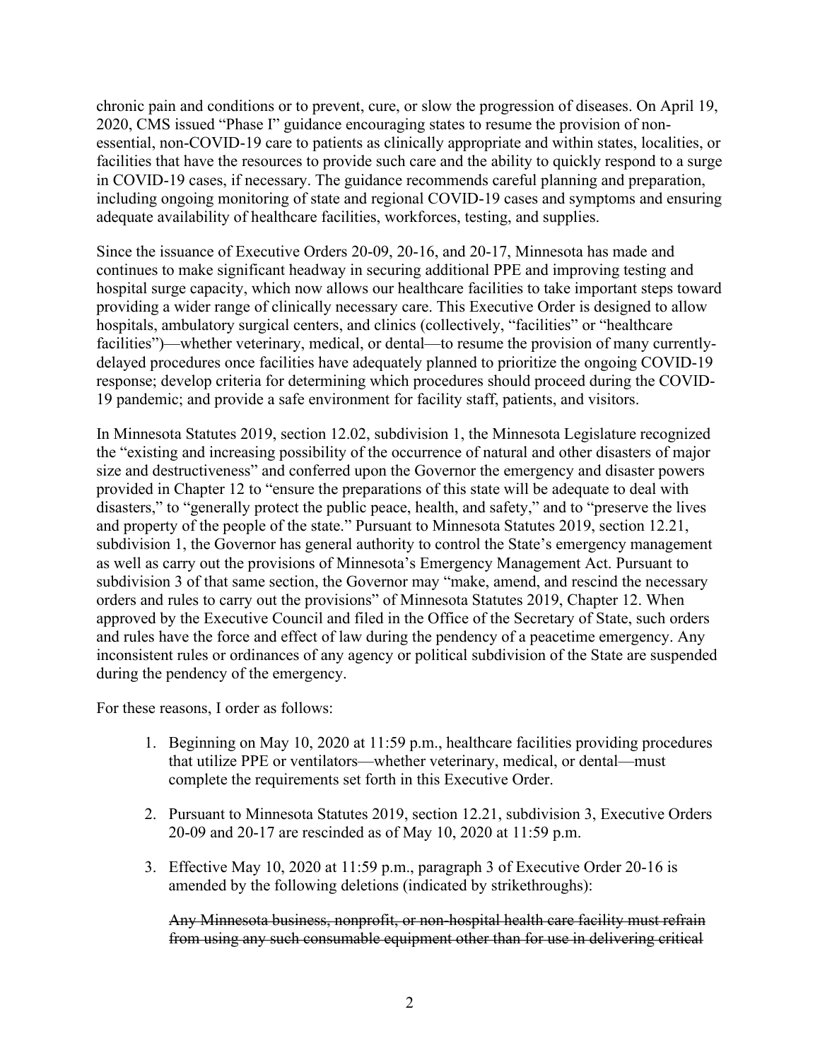chronic pain and conditions or to prevent, cure, or slow the progression of diseases. On April 19, 2020, CMS issued "Phase I" guidance encouraging states to resume the provision of non-essential, non-COVID-19 care to patients as clinically appropriate and within states, localities, or facilities that have the resources to provide such care and the ability to quickly respond to a surge in COVID-19 cases, if necessary. The guidance recommends careful planning and preparation, including ongoing monitoring of state and regional COVID-19 cases and symptoms and ensuring adequate availability of healthcare facilities, workforces, testing, and supplies.

Since the issuance of Executive Orders 20-09, 20-16, and 20-17, Minnesota has made and continues to make significant headway in securing additional PPE and improving testing and hospital surge capacity, which now allows our healthcare facilities to take important steps toward providing a wider range of clinically necessary care. This Executive Order is designed to allow hospitals, ambulatory surgical centers, and clinics (collectively, "facilities" or "healthcare facilities")—whether veterinary, medical, or dental—to resume the provision of many currently-delayed procedures once facilities have adequately planned to prioritize the ongoing COVID-19 response; develop criteria for determining which procedures should proceed during the COVID-19 pandemic; and provide a safe environment for facility staff, patients, and visitors.

In Minnesota Statutes 2019, section 12.02, subdivision 1, the Minnesota Legislature recognized the "existing and increasing possibility of the occurrence of natural and other disasters of major size and destructiveness" and conferred upon the Governor the emergency and disaster powers provided in Chapter 12 to "ensure the preparations of this state will be adequate to deal with disasters," to "generally protect the public peace, health, and safety," and to "preserve the lives and property of the people of the state." Pursuant to Minnesota Statutes 2019, section 12.21, subdivision 1, the Governor has general authority to control the State's emergency management as well as carry out the provisions of Minnesota's Emergency Management Act. Pursuant to subdivision 3 of that same section, the Governor may "make, amend, and rescind the necessary orders and rules to carry out the provisions" of Minnesota Statutes 2019, Chapter 12. When approved by the Executive Council and filed in the Office of the Secretary of State, such orders and rules have the force and effect of law during the pendency of a peacetime emergency. Any inconsistent rules or ordinances of any agency or political subdivision of the State are suspended during the pendency of the emergency.

For these reasons, I order as follows:

1. Beginning on May 10, 2020 at 11:59 p.m., healthcare facilities providing procedures that utilize PPE or ventilators—whether veterinary, medical, or dental—must complete the requirements set forth in this Executive Order.

2. Pursuant to Minnesota Statutes 2019, section 12.21, subdivision 3, Executive Orders 20-09 and 20-17 are rescinded as of May 10, 2020 at 11:59 p.m.

3. Effective May 10, 2020 at 11:59 p.m., paragraph 3 of Executive Order 20-16 is amended by the following deletions (indicated by strikethroughs):

   ~~Any Minnesota business, nonprofit, or non-hospital health care facility must refrain from using any such consumable equipment other than for use in delivering critical~~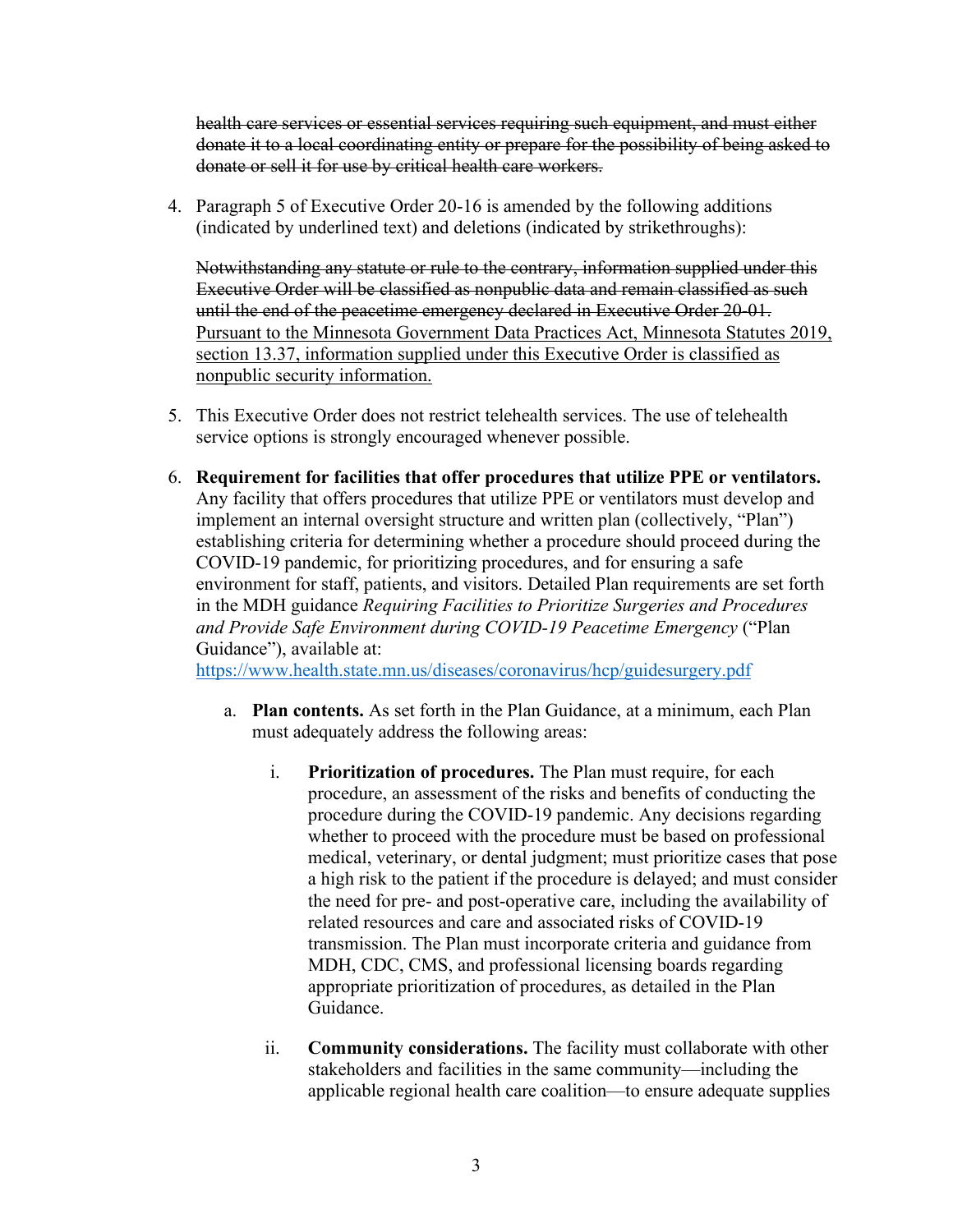~~health care services or essential services requiring such equipment, and must either donate it to a local coordinating entity or prepare for the possibility of being asked to donate or sell it for use by critical health care workers.~~

4. Paragraph 5 of Executive Order 20-16 is amended by the following additions (indicated by underlined text) and deletions (indicated by strikethroughs):

   ~~Notwithstanding any statute or rule to the contrary, information supplied under this Executive Order will be classified as nonpublic data and remain classified as such until the end of the peacetime emergency declared in Executive Order 20-01.~~ <u>Pursuant to the Minnesota Government Data Practices Act, Minnesota Statutes 2019, section 13.37, information supplied under this Executive Order is classified as nonpublic security information.</u>

5. This Executive Order does not restrict telehealth services. The use of telehealth service options is strongly encouraged whenever possible.

6. **Requirement for facilities that offer procedures that utilize PPE or ventilators.** Any facility that offers procedures that utilize PPE or ventilators must develop and implement an internal oversight structure and written plan (collectively, "Plan") establishing criteria for determining whether a procedure should proceed during the COVID-19 pandemic, for prioritizing procedures, and for ensuring a safe environment for staff, patients, and visitors. Detailed Plan requirements are set forth in the MDH guidance *Requiring Facilities to Prioritize Surgeries and Procedures and Provide Safe Environment during COVID-19 Peacetime Emergency* ("Plan Guidance"), available at: https://www.health.state.mn.us/diseases/coronavirus/hcp/guidesurgery.pdf

   a. **Plan contents.** As set forth in the Plan Guidance, at a minimum, each Plan must adequately address the following areas:

      i. **Prioritization of procedures.** The Plan must require, for each procedure, an assessment of the risks and benefits of conducting the procedure during the COVID-19 pandemic. Any decisions regarding whether to proceed with the procedure must be based on professional medical, veterinary, or dental judgment; must prioritize cases that pose a high risk to the patient if the procedure is delayed; and must consider the need for pre- and post-operative care, including the availability of related resources and care and associated risks of COVID-19 transmission. The Plan must incorporate criteria and guidance from MDH, CDC, CMS, and professional licensing boards regarding appropriate prioritization of procedures, as detailed in the Plan Guidance.

      ii. **Community considerations.** The facility must collaborate with other stakeholders and facilities in the same community—including the applicable regional health care coalition—to ensure adequate supplies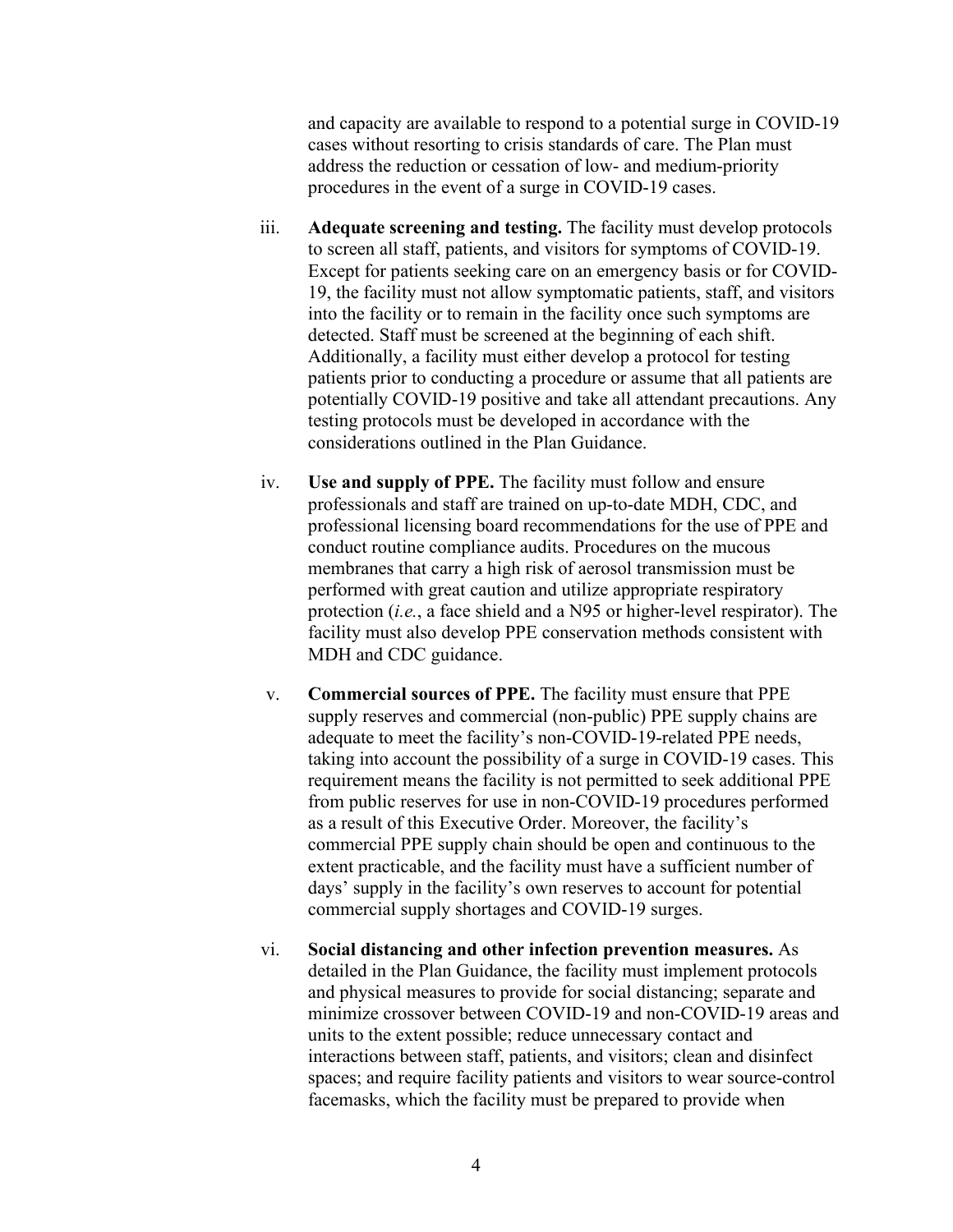and capacity are available to respond to a potential surge in COVID-19 cases without resorting to crisis standards of care. The Plan must address the reduction or cessation of low- and medium-priority procedures in the event of a surge in COVID-19 cases.

iii. **Adequate screening and testing.** The facility must develop protocols to screen all staff, patients, and visitors for symptoms of COVID-19. Except for patients seeking care on an emergency basis or for COVID-19, the facility must not allow symptomatic patients, staff, and visitors into the facility or to remain in the facility once such symptoms are detected. Staff must be screened at the beginning of each shift. Additionally, a facility must either develop a protocol for testing patients prior to conducting a procedure or assume that all patients are potentially COVID-19 positive and take all attendant precautions. Any testing protocols must be developed in accordance with the considerations outlined in the Plan Guidance.

iv. **Use and supply of PPE.** The facility must follow and ensure professionals and staff are trained on up-to-date MDH, CDC, and professional licensing board recommendations for the use of PPE and conduct routine compliance audits. Procedures on the mucous membranes that carry a high risk of aerosol transmission must be performed with great caution and utilize appropriate respiratory protection (*i.e.*, a face shield and a N95 or higher-level respirator). The facility must also develop PPE conservation methods consistent with MDH and CDC guidance.

v. **Commercial sources of PPE.** The facility must ensure that PPE supply reserves and commercial (non-public) PPE supply chains are adequate to meet the facility's non-COVID-19-related PPE needs, taking into account the possibility of a surge in COVID-19 cases. This requirement means the facility is not permitted to seek additional PPE from public reserves for use in non-COVID-19 procedures performed as a result of this Executive Order. Moreover, the facility's commercial PPE supply chain should be open and continuous to the extent practicable, and the facility must have a sufficient number of days' supply in the facility's own reserves to account for potential commercial supply shortages and COVID-19 surges.

vi. **Social distancing and other infection prevention measures.** As detailed in the Plan Guidance, the facility must implement protocols and physical measures to provide for social distancing; separate and minimize crossover between COVID-19 and non-COVID-19 areas and units to the extent possible; reduce unnecessary contact and interactions between staff, patients, and visitors; clean and disinfect spaces; and require facility patients and visitors to wear source-control facemasks, which the facility must be prepared to provide when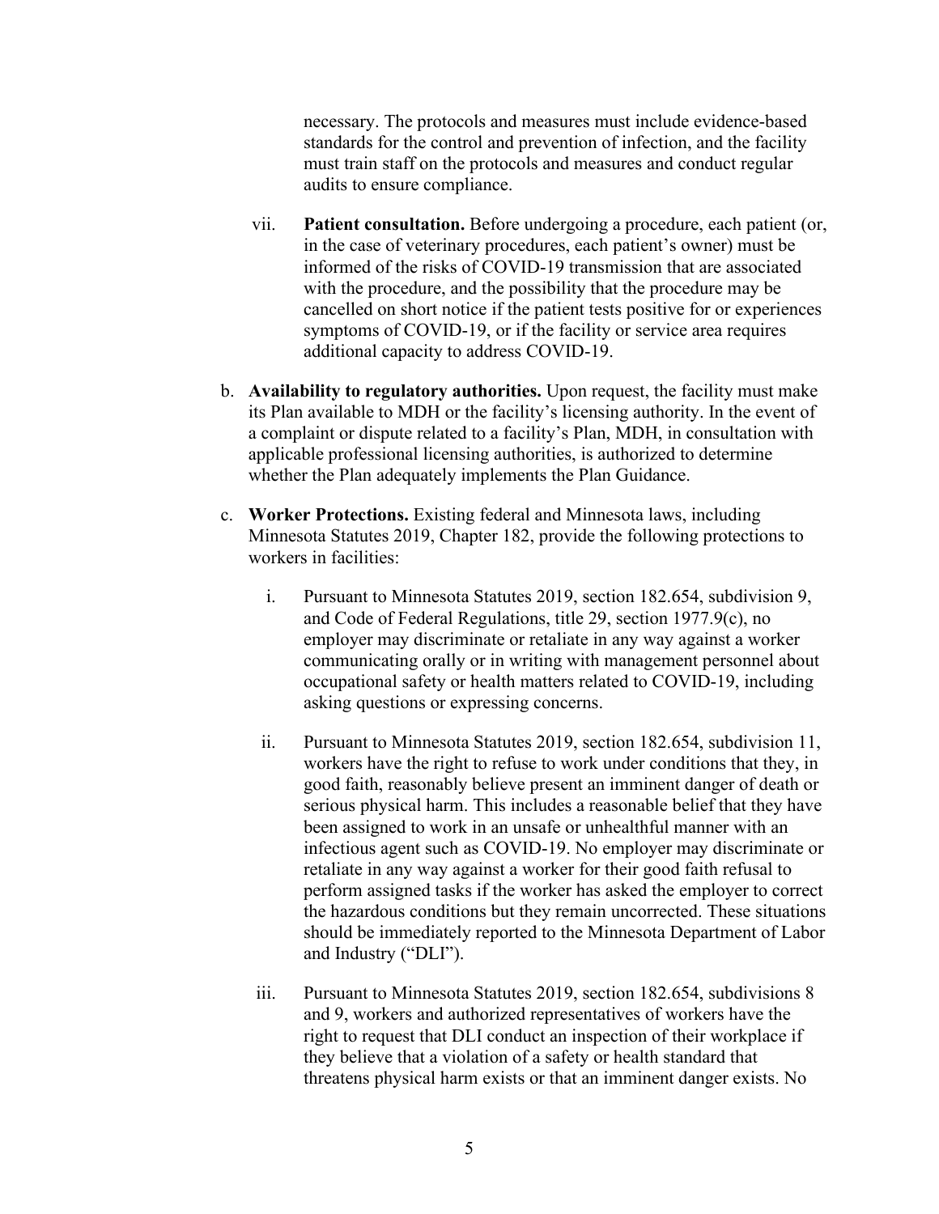necessary. The protocols and measures must include evidence-based standards for the control and prevention of infection, and the facility must train staff on the protocols and measures and conduct regular audits to ensure compliance.

vii. **Patient consultation.** Before undergoing a procedure, each patient (or, in the case of veterinary procedures, each patient's owner) must be informed of the risks of COVID-19 transmission that are associated with the procedure, and the possibility that the procedure may be cancelled on short notice if the patient tests positive for or experiences symptoms of COVID-19, or if the facility or service area requires additional capacity to address COVID-19.

b. **Availability to regulatory authorities.** Upon request, the facility must make its Plan available to MDH or the facility's licensing authority. In the event of a complaint or dispute related to a facility's Plan, MDH, in consultation with applicable professional licensing authorities, is authorized to determine whether the Plan adequately implements the Plan Guidance.

c. **Worker Protections.** Existing federal and Minnesota laws, including Minnesota Statutes 2019, Chapter 182, provide the following protections to workers in facilities:

i. Pursuant to Minnesota Statutes 2019, section 182.654, subdivision 9, and Code of Federal Regulations, title 29, section 1977.9(c), no employer may discriminate or retaliate in any way against a worker communicating orally or in writing with management personnel about occupational safety or health matters related to COVID-19, including asking questions or expressing concerns.

ii. Pursuant to Minnesota Statutes 2019, section 182.654, subdivision 11, workers have the right to refuse to work under conditions that they, in good faith, reasonably believe present an imminent danger of death or serious physical harm. This includes a reasonable belief that they have been assigned to work in an unsafe or unhealthful manner with an infectious agent such as COVID-19. No employer may discriminate or retaliate in any way against a worker for their good faith refusal to perform assigned tasks if the worker has asked the employer to correct the hazardous conditions but they remain uncorrected. These situations should be immediately reported to the Minnesota Department of Labor and Industry ("DLI").

iii. Pursuant to Minnesota Statutes 2019, section 182.654, subdivisions 8 and 9, workers and authorized representatives of workers have the right to request that DLI conduct an inspection of their workplace if they believe that a violation of a safety or health standard that threatens physical harm exists or that an imminent danger exists. No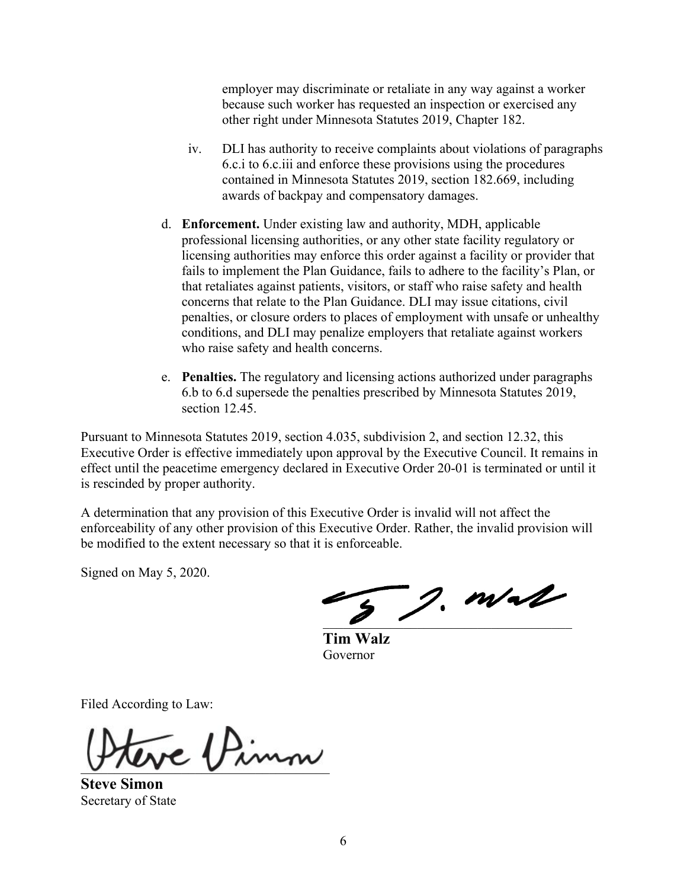employer may discriminate or retaliate in any way against a worker because such worker has requested an inspection or exercised any other right under Minnesota Statutes 2019, Chapter 182.

iv. DLI has authority to receive complaints about violations of paragraphs 6.c.i to 6.c.iii and enforce these provisions using the procedures contained in Minnesota Statutes 2019, section 182.669, including awards of backpay and compensatory damages.

d. **Enforcement.** Under existing law and authority, MDH, applicable professional licensing authorities, or any other state facility regulatory or licensing authorities may enforce this order against a facility or provider that fails to implement the Plan Guidance, fails to adhere to the facility's Plan, or that retaliates against patients, visitors, or staff who raise safety and health concerns that relate to the Plan Guidance. DLI may issue citations, civil penalties, or closure orders to places of employment with unsafe or unhealthy conditions, and DLI may penalize employers that retaliate against workers who raise safety and health concerns.

e. **Penalties.** The regulatory and licensing actions authorized under paragraphs 6.b to 6.d supersede the penalties prescribed by Minnesota Statutes 2019, section 12.45.

Pursuant to Minnesota Statutes 2019, section 4.035, subdivision 2, and section 12.32, this Executive Order is effective immediately upon approval by the Executive Council. It remains in effect until the peacetime emergency declared in Executive Order 20-01 is terminated or until it is rescinded by proper authority.

A determination that any provision of this Executive Order is invalid will not affect the enforceability of any other provision of this Executive Order. Rather, the invalid provision will be modified to the extent necessary so that it is enforceable.

Signed on May 5, 2020.

**Tim Walz**
Governor

Filed According to Law:

**Steve Simon**
Secretary of State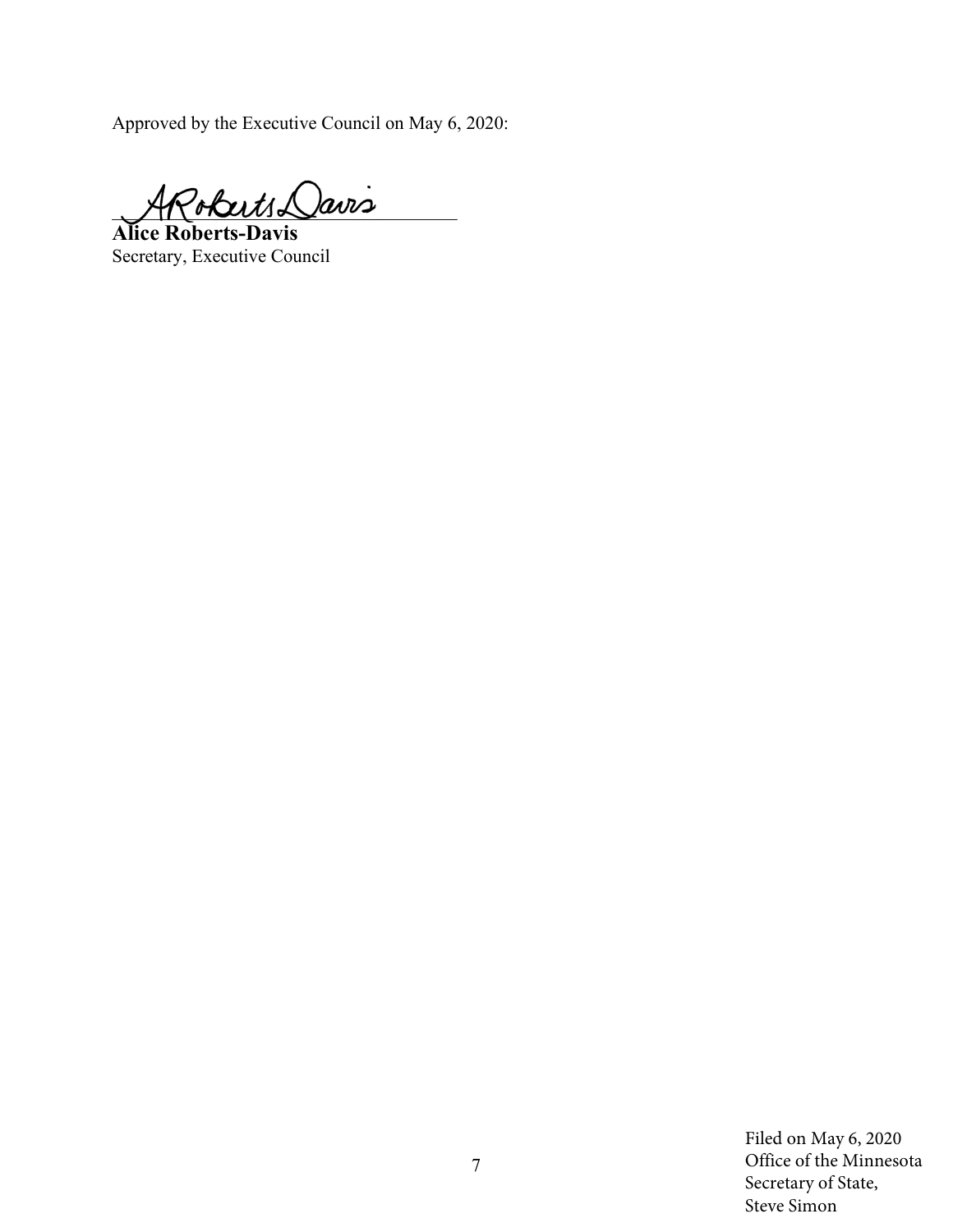Approved by the Executive Council on May 6, 2020:

ARoberts Davis

**Alice Roberts-Davis**
Secretary, Executive Council

Filed on May 6, 2020
Office of the Minnesota
Secretary of State,
Steve Simon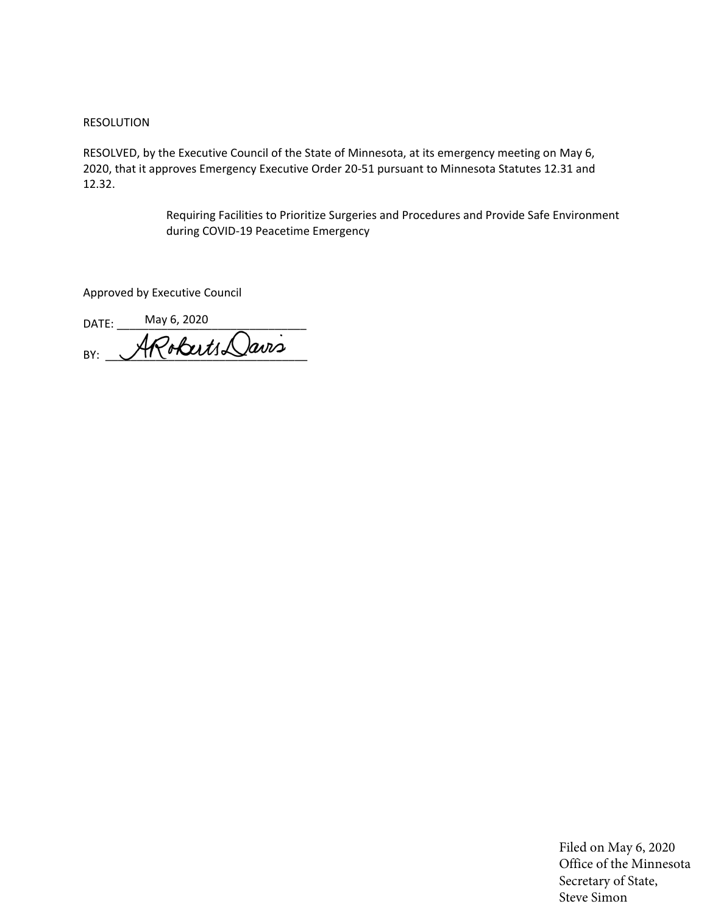RESOLUTION

RESOLVED, by the Executive Council of the State of Minnesota, at its emergency meeting on May 6, 2020, that it approves Emergency Executive Order 20-51 pursuant to Minnesota Statutes 12.31 and 12.32.

> Requiring Facilities to Prioritize Surgeries and Procedures and Provide Safe Environment during COVID-19 Peacetime Emergency

Approved by Executive Council

DATE: May 6, 2020

BY: A Roberts Davis

Filed on May 6, 2020
Office of the Minnesota
Secretary of State,
Steve Simon